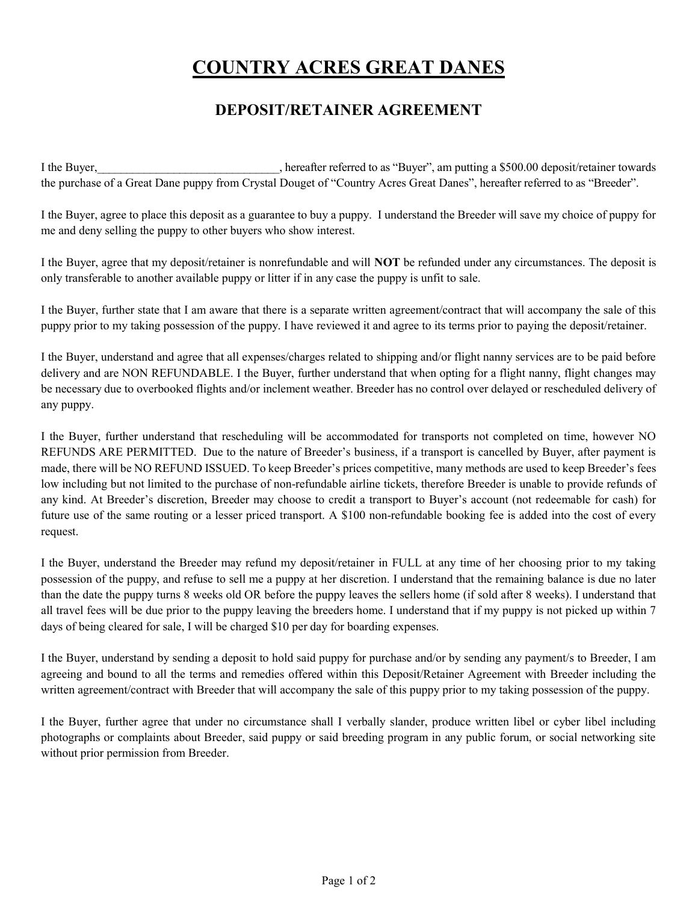# COUNTRY ACRES GREAT DANES

## DEPOSIT/RETAINER AGREEMENT

I the Buyer,_______________________________, hereafter referred to as "Buyer", am putting a $500.00 deposit/retainer towards the purchase of a Great Dane puppy from Crystal Douget of "Country Acres Great Danes", hereafter referred to as "Breeder".

I the Buyer, agree to place this deposit as a guarantee to buy a puppy. I understand the Breeder will save my choice of puppy for me and deny selling the puppy to other buyers who show interest.

I the Buyer, agree that my deposit/retainer is nonrefundable and will **NOT** be refunded under any circumstances. The deposit is only transferable to another available puppy or litter if in any case the puppy is unfit to sale.

I the Buyer, further state that I am aware that there is a separate written agreement/contract that will accompany the sale of this puppy prior to my taking possession of the puppy. I have reviewed it and agree to its terms prior to paying the deposit/retainer.

I the Buyer, understand and agree that all expenses/charges related to shipping and/or flight nanny services are to be paid before delivery and are NON REFUNDABLE. I the Buyer, further understand that when opting for a flight nanny, flight changes may be necessary due to overbooked flights and/or inclement weather. Breeder has no control over delayed or rescheduled delivery of any puppy.

I the Buyer, further understand that rescheduling will be accommodated for transports not completed on time, however NO REFUNDS ARE PERMITTED. Due to the nature of Breeder's business, if a transport is cancelled by Buyer, after payment is made, there will be NO REFUND ISSUED. To keep Breeder's prices competitive, many methods are used to keep Breeder's fees low including but not limited to the purchase of non-refundable airline tickets, therefore Breeder is unable to provide refunds of any kind. At Breeder's discretion, Breeder may choose to credit a transport to Buyer's account (not redeemable for cash) for future use of the same routing or a lesser priced transport. A $100 non-refundable booking fee is added into the cost of every request.

I the Buyer, understand the Breeder may refund my deposit/retainer in FULL at any time of her choosing prior to my taking possession of the puppy, and refuse to sell me a puppy at her discretion. I understand that the remaining balance is due no later than the date the puppy turns 8 weeks old OR before the puppy leaves the sellers home (if sold after 8 weeks). I understand that all travel fees will be due prior to the puppy leaving the breeders home. I understand that if my puppy is not picked up within 7 days of being cleared for sale, I will be charged $10 per day for boarding expenses.

I the Buyer, understand by sending a deposit to hold said puppy for purchase and/or by sending any payment/s to Breeder, I am agreeing and bound to all the terms and remedies offered within this Deposit/Retainer Agreement with Breeder including the written agreement/contract with Breeder that will accompany the sale of this puppy prior to my taking possession of the puppy.

I the Buyer, further agree that under no circumstance shall I verbally slander, produce written libel or cyber libel including photographs or complaints about Breeder, said puppy or said breeding program in any public forum, or social networking site without prior permission from Breeder.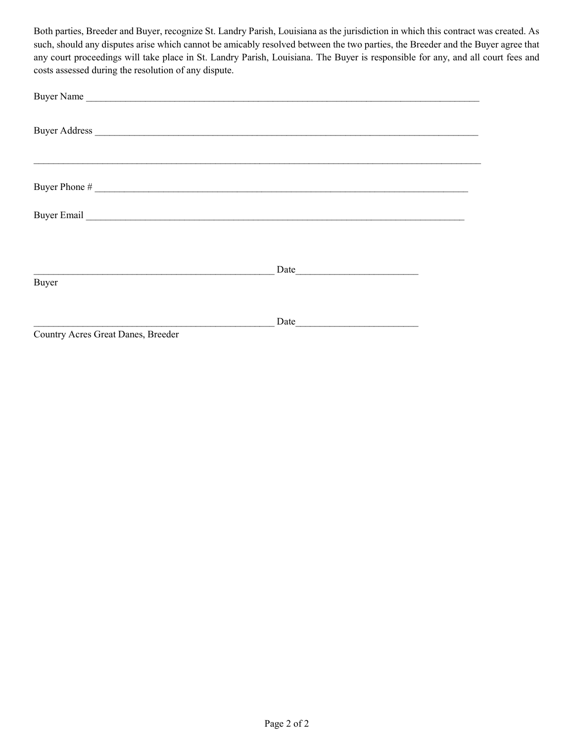Both parties, Breeder and Buyer, recognize St. Landry Parish, Louisiana as the jurisdiction in which this contract was created. As such, should any disputes arise which cannot be amicably resolved between the two parties, the Breeder and the Buyer agree that any court proceedings will take place in St. Landry Parish, Louisiana. The Buyer is responsible for any, and all court fees and costs assessed during the resolution of any dispute.

Buyer Name ___________________________________________________________________________

Buyer Address _________________________________________________________________________

_______________________________________________________________________________________

Buyer Phone # _________________________________________________________________________

Buyer Email ___________________________________________________________________________

_______________________________________________ Date________________________
Buyer

_______________________________________________ Date________________________
Country Acres Great Danes, Breeder